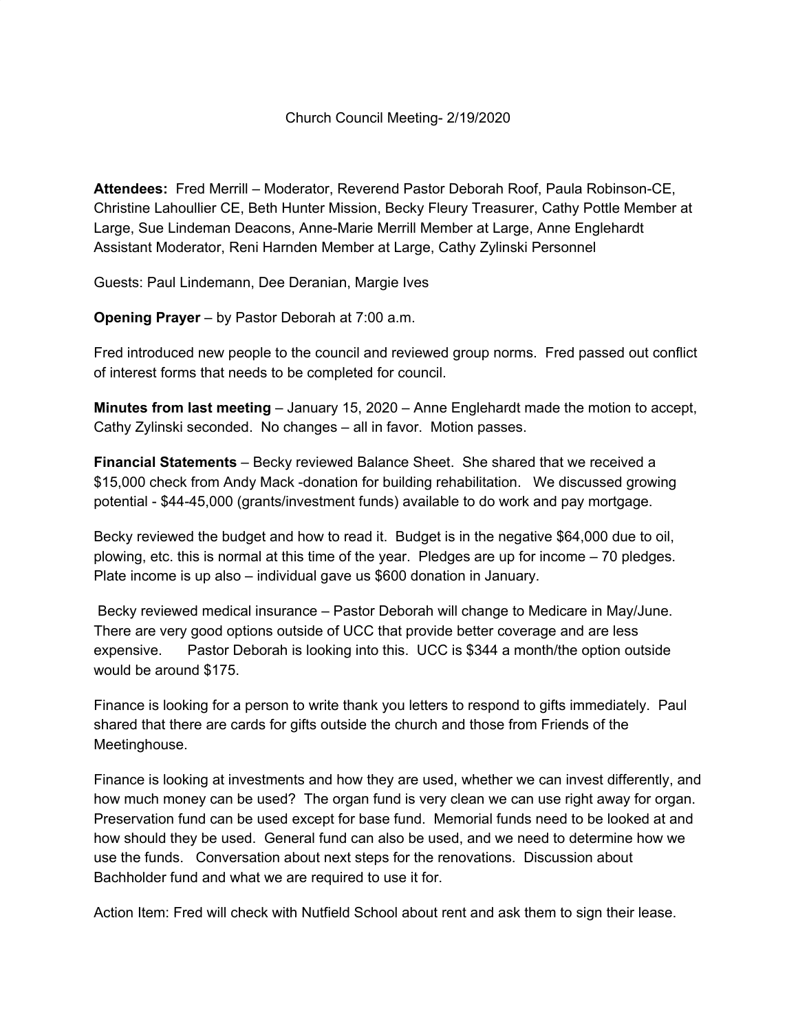Church Council Meeting- 2/19/2020

**Attendees:** Fred Merrill – Moderator, Reverend Pastor Deborah Roof, Paula Robinson-CE, Christine Lahoullier CE, Beth Hunter Mission, Becky Fleury Treasurer, Cathy Pottle Member at Large, Sue Lindeman Deacons, Anne-Marie Merrill Member at Large, Anne Englehardt Assistant Moderator, Reni Harnden Member at Large, Cathy Zylinski Personnel

Guests: Paul Lindemann, Dee Deranian, Margie Ives

**Opening Prayer** – by Pastor Deborah at 7:00 a.m.

Fred introduced new people to the council and reviewed group norms. Fred passed out conflict of interest forms that needs to be completed for council.

**Minutes from last meeting** – January 15, 2020 – Anne Englehardt made the motion to accept, Cathy Zylinski seconded. No changes – all in favor. Motion passes.

**Financial Statements** – Becky reviewed Balance Sheet. She shared that we received a $15,000 check from Andy Mack -donation for building rehabilitation. We discussed growing potential - $44-45,000 (grants/investment funds) available to do work and pay mortgage.

Becky reviewed the budget and how to read it. Budget is in the negative $64,000 due to oil, plowing, etc. this is normal at this time of the year. Pledges are up for income – 70 pledges. Plate income is up also – individual gave us $600 donation in January.

Becky reviewed medical insurance – Pastor Deborah will change to Medicare in May/June. There are very good options outside of UCC that provide better coverage and are less expensive. Pastor Deborah is looking into this. UCC is $344 a month/the option outside would be around $175.

Finance is looking for a person to write thank you letters to respond to gifts immediately. Paul shared that there are cards for gifts outside the church and those from Friends of the Meetinghouse.

Finance is looking at investments and how they are used, whether we can invest differently, and how much money can be used? The organ fund is very clean we can use right away for organ. Preservation fund can be used except for base fund. Memorial funds need to be looked at and how should they be used. General fund can also be used, and we need to determine how we use the funds. Conversation about next steps for the renovations. Discussion about Bachholder fund and what we are required to use it for.

Action Item: Fred will check with Nutfield School about rent and ask them to sign their lease.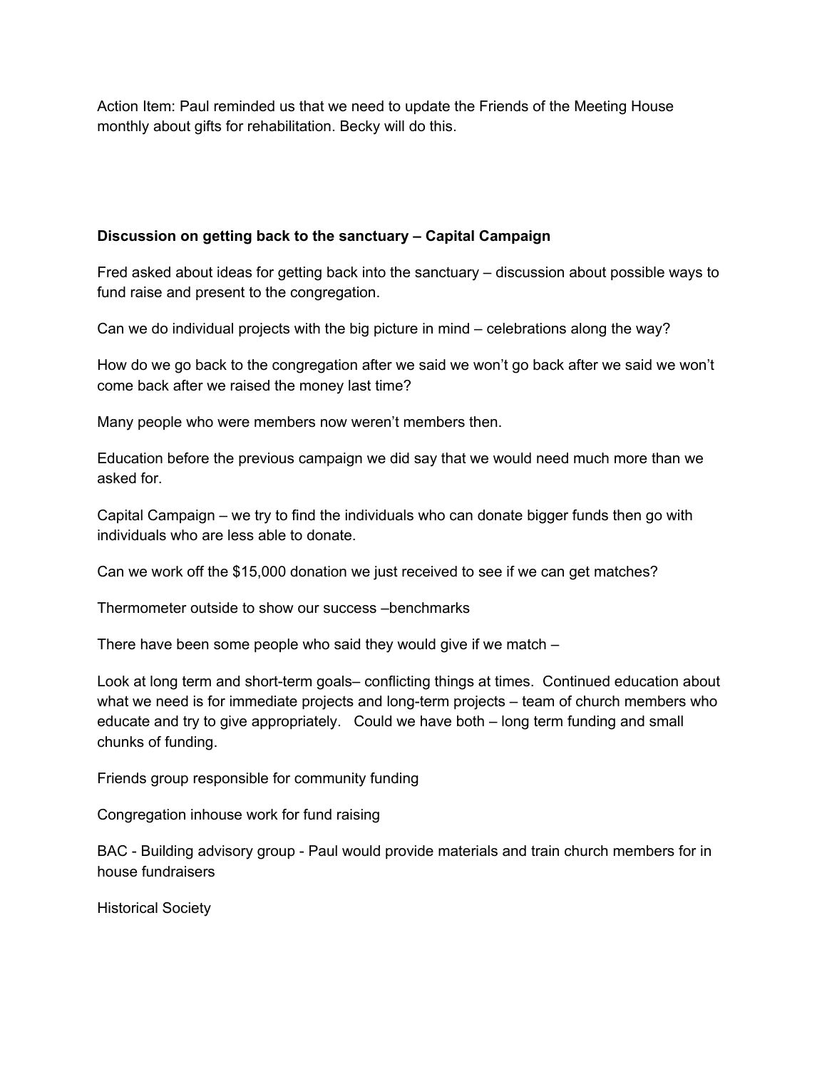Action Item: Paul reminded us that we need to update the Friends of the Meeting House monthly about gifts for rehabilitation. Becky will do this.

**Discussion on getting back to the sanctuary – Capital Campaign**

Fred asked about ideas for getting back into the sanctuary – discussion about possible ways to fund raise and present to the congregation.

Can we do individual projects with the big picture in mind – celebrations along the way?

How do we go back to the congregation after we said we won't go back after we said we won't come back after we raised the money last time?

Many people who were members now weren't members then.

Education before the previous campaign we did say that we would need much more than we asked for.

Capital Campaign – we try to find the individuals who can donate bigger funds then go with individuals who are less able to donate.

Can we work off the $15,000 donation we just received to see if we can get matches?

Thermometer outside to show our success –benchmarks

There have been some people who said they would give if we match –

Look at long term and short-term goals– conflicting things at times. Continued education about what we need is for immediate projects and long-term projects – team of church members who educate and try to give appropriately. Could we have both – long term funding and small chunks of funding.

Friends group responsible for community funding

Congregation inhouse work for fund raising

BAC - Building advisory group - Paul would provide materials and train church members for in house fundraisers

Historical Society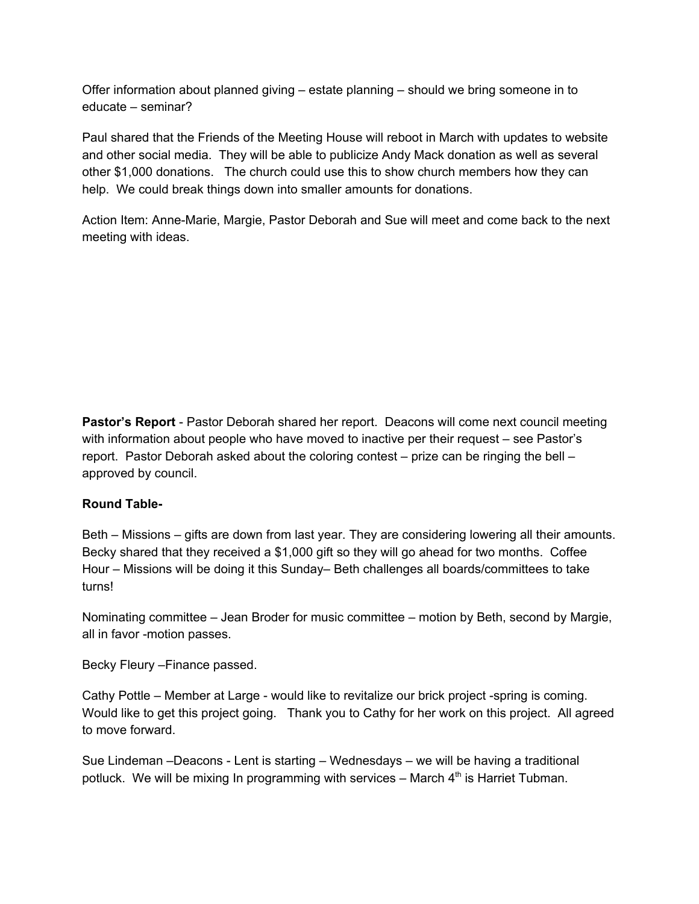Offer information about planned giving – estate planning – should we bring someone in to educate – seminar?

Paul shared that the Friends of the Meeting House will reboot in March with updates to website and other social media. They will be able to publicize Andy Mack donation as well as several other $1,000 donations. The church could use this to show church members how they can help. We could break things down into smaller amounts for donations.

Action Item: Anne-Marie, Margie, Pastor Deborah and Sue will meet and come back to the next meeting with ideas.

**Pastor's Report** - Pastor Deborah shared her report. Deacons will come next council meeting with information about people who have moved to inactive per their request – see Pastor's report. Pastor Deborah asked about the coloring contest – prize can be ringing the bell – approved by council.

**Round Table-**

Beth – Missions – gifts are down from last year. They are considering lowering all their amounts. Becky shared that they received a $1,000 gift so they will go ahead for two months. Coffee Hour – Missions will be doing it this Sunday– Beth challenges all boards/committees to take turns!

Nominating committee – Jean Broder for music committee – motion by Beth, second by Margie, all in favor -motion passes.

Becky Fleury –Finance passed.

Cathy Pottle – Member at Large - would like to revitalize our brick project -spring is coming. Would like to get this project going. Thank you to Cathy for her work on this project. All agreed to move forward.

Sue Lindeman –Deacons - Lent is starting – Wednesdays – we will be having a traditional potluck. We will be mixing In programming with services – March 4th is Harriet Tubman.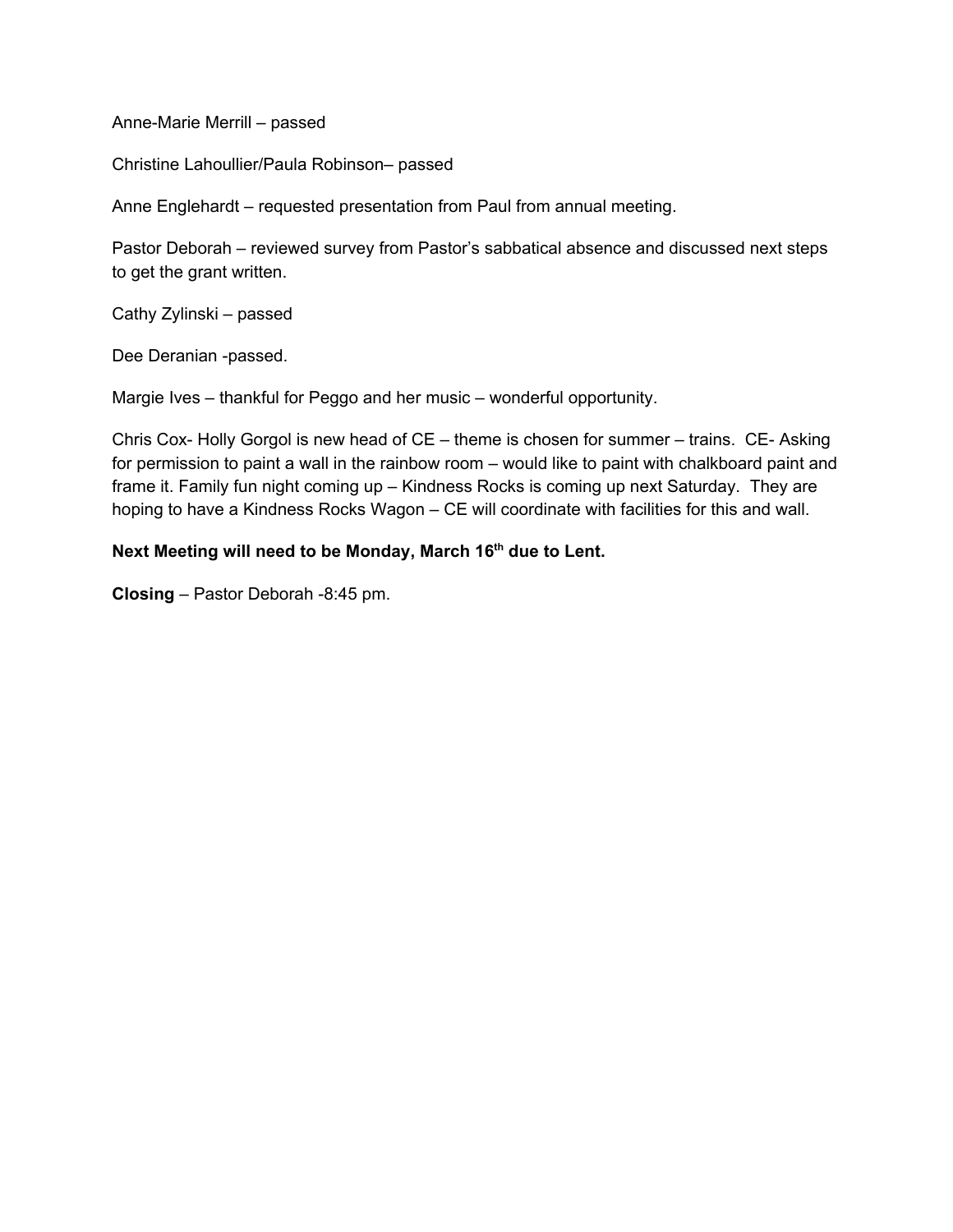Anne-Marie Merrill – passed

Christine Lahoullier/Paula Robinson– passed

Anne Englehardt – requested presentation from Paul from annual meeting.

Pastor Deborah – reviewed survey from Pastor's sabbatical absence and discussed next steps to get the grant written.

Cathy Zylinski – passed

Dee Deranian -passed.

Margie Ives – thankful for Peggo and her music – wonderful opportunity.

Chris Cox- Holly Gorgol is new head of CE – theme is chosen for summer – trains. CE- Asking for permission to paint a wall in the rainbow room – would like to paint with chalkboard paint and frame it. Family fun night coming up – Kindness Rocks is coming up next Saturday. They are hoping to have a Kindness Rocks Wagon – CE will coordinate with facilities for this and wall.

**Next Meeting will need to be Monday, March 16th due to Lent.**

**Closing** – Pastor Deborah -8:45 pm.